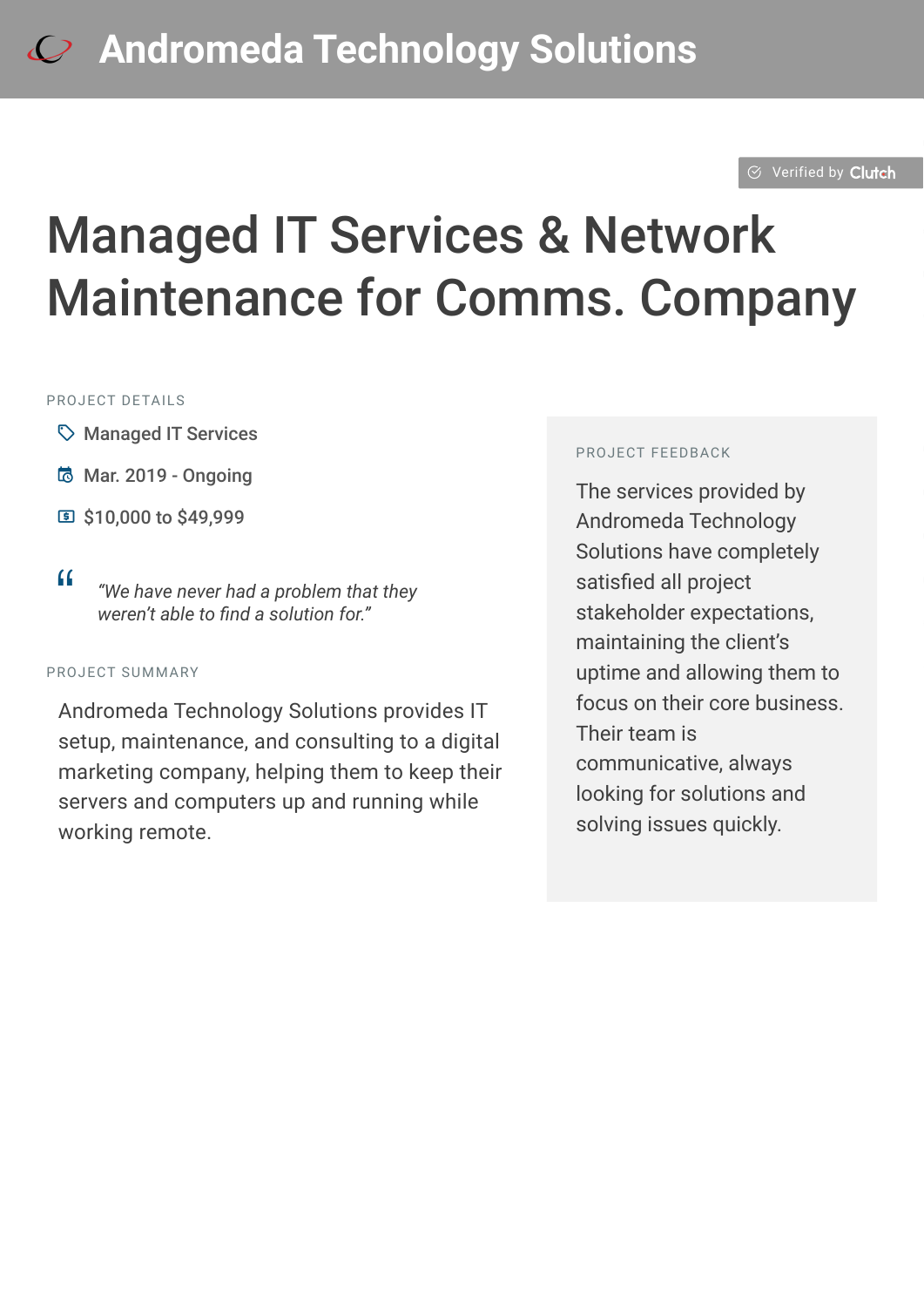# Andromeda Technology Solutions

Verified by Clutch

## Managed IT Services & Network Maintenance for Comms. Company

### PROJECT DETAILS

- Managed IT Services
- Mar. 2019 - Ongoing
- $10,000 to $49,999

> *"We have never had a problem that they weren't able to find a solution for."*

### PROJECT SUMMARY

Andromeda Technology Solutions provides IT setup, maintenance, and consulting to a digital marketing company, helping them to keep their servers and computers up and running while working remote.

### PROJECT FEEDBACK

The services provided by Andromeda Technology Solutions have completely satisfied all project stakeholder expectations, maintaining the client's uptime and allowing them to focus on their core business. Their team is communicative, always looking for solutions and solving issues quickly.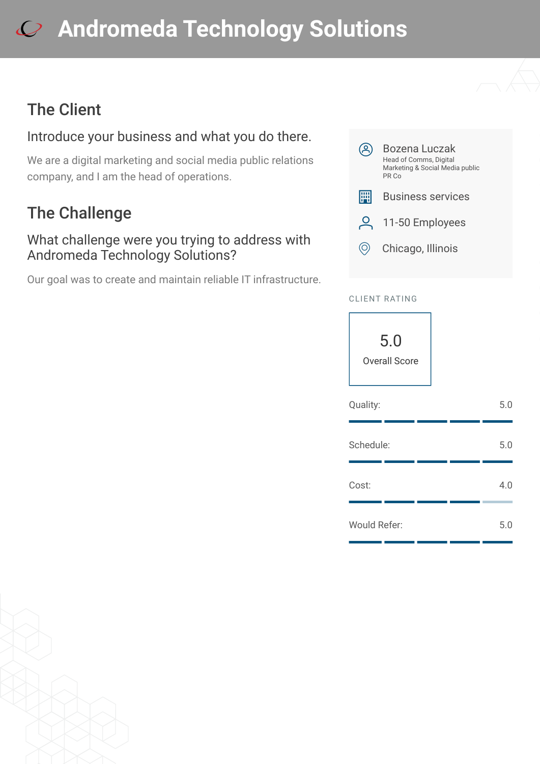# Andromeda Technology Solutions

## The Client

### Introduce your business and what you do there.

We are a digital marketing and social media public relations company, and I am the head of operations.

## The Challenge

### What challenge were you trying to address with Andromeda Technology Solutions?

Our goal was to create and maintain reliable IT infrastructure.

---

**Bozena Luczak**
Head of Comms, Digital Marketing & Social Media public PR Co

Business services

11-50 Employees

Chicago, Illinois

CLIENT RATING

**5.0**
Overall Score

| | |
|---|---|
| Quality: | 5.0 |
| Schedule: | 5.0 |
| Cost: | 4.0 |
| Would Refer: | 5.0 |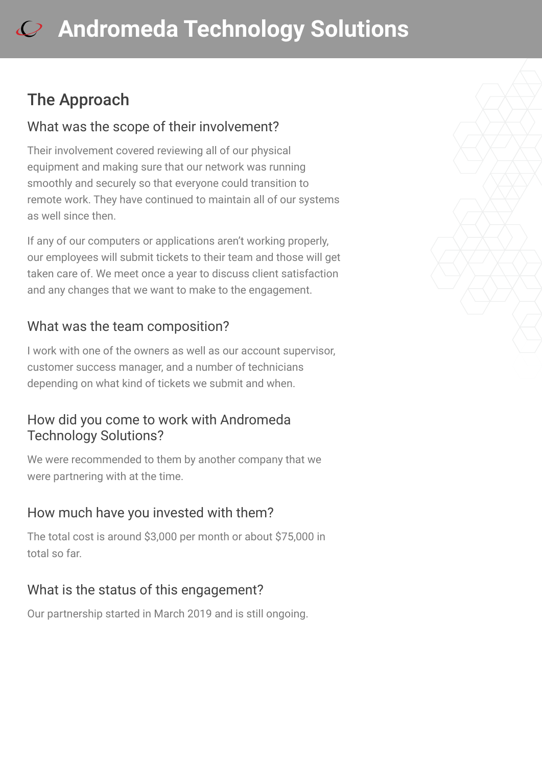## The Approach

### What was the scope of their involvement?

Their involvement covered reviewing all of our physical equipment and making sure that our network was running smoothly and securely so that everyone could transition to remote work. They have continued to maintain all of our systems as well since then.

If any of our computers or applications aren't working properly, our employees will submit tickets to their team and those will get taken care of. We meet once a year to discuss client satisfaction and any changes that we want to make to the engagement.

### What was the team composition?

I work with one of the owners as well as our account supervisor, customer success manager, and a number of technicians depending on what kind of tickets we submit and when.

### How did you come to work with Andromeda Technology Solutions?

We were recommended to them by another company that we were partnering with at the time.

### How much have you invested with them?

The total cost is around $3,000 per month or about $75,000 in total so far.

### What is the status of this engagement?

Our partnership started in March 2019 and is still ongoing.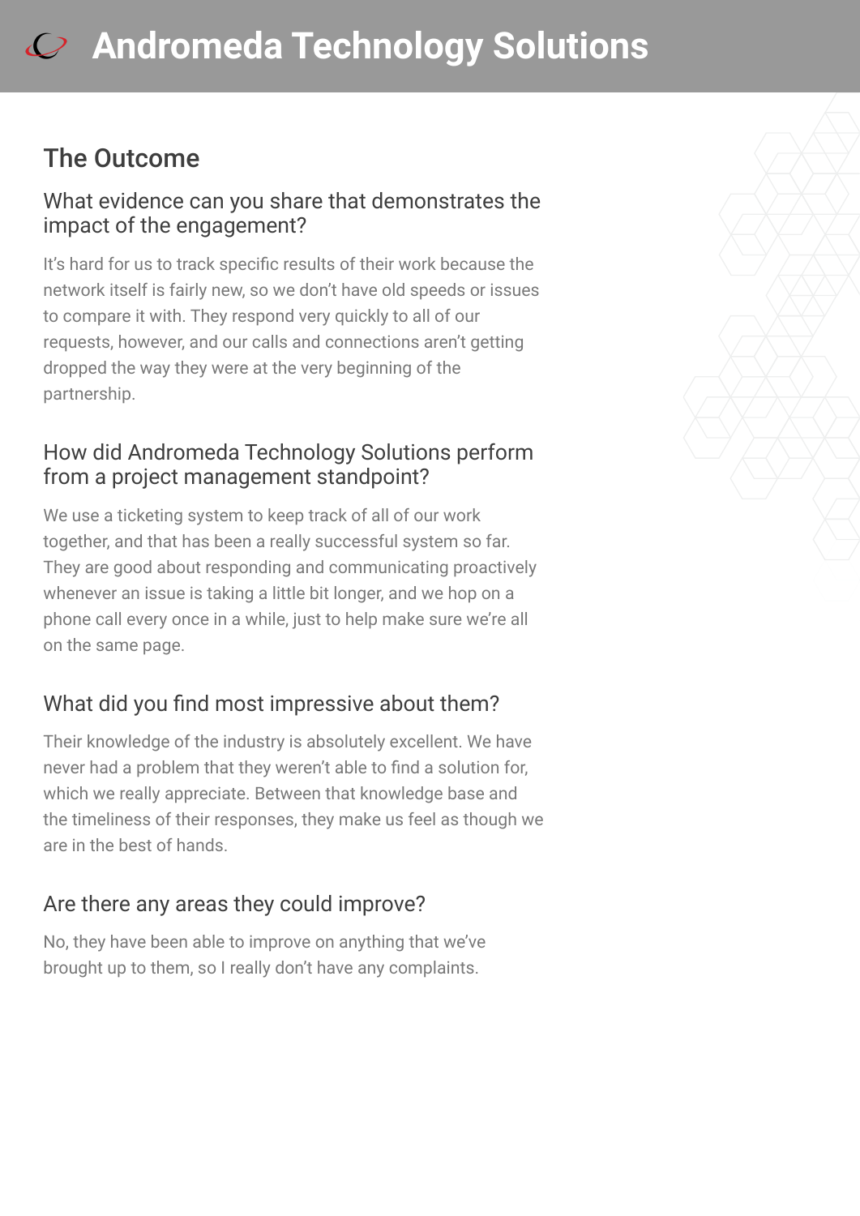## The Outcome

### What evidence can you share that demonstrates the impact of the engagement?

It's hard for us to track specific results of their work because the network itself is fairly new, so we don't have old speeds or issues to compare it with. They respond very quickly to all of our requests, however, and our calls and connections aren't getting dropped the way they were at the very beginning of the partnership.

### How did Andromeda Technology Solutions perform from a project management standpoint?

We use a ticketing system to keep track of all of our work together, and that has been a really successful system so far. They are good about responding and communicating proactively whenever an issue is taking a little bit longer, and we hop on a phone call every once in a while, just to help make sure we're all on the same page.

### What did you find most impressive about them?

Their knowledge of the industry is absolutely excellent. We have never had a problem that they weren't able to find a solution for, which we really appreciate. Between that knowledge base and the timeliness of their responses, they make us feel as though we are in the best of hands.

### Are there any areas they could improve?

No, they have been able to improve on anything that we've brought up to them, so I really don't have any complaints.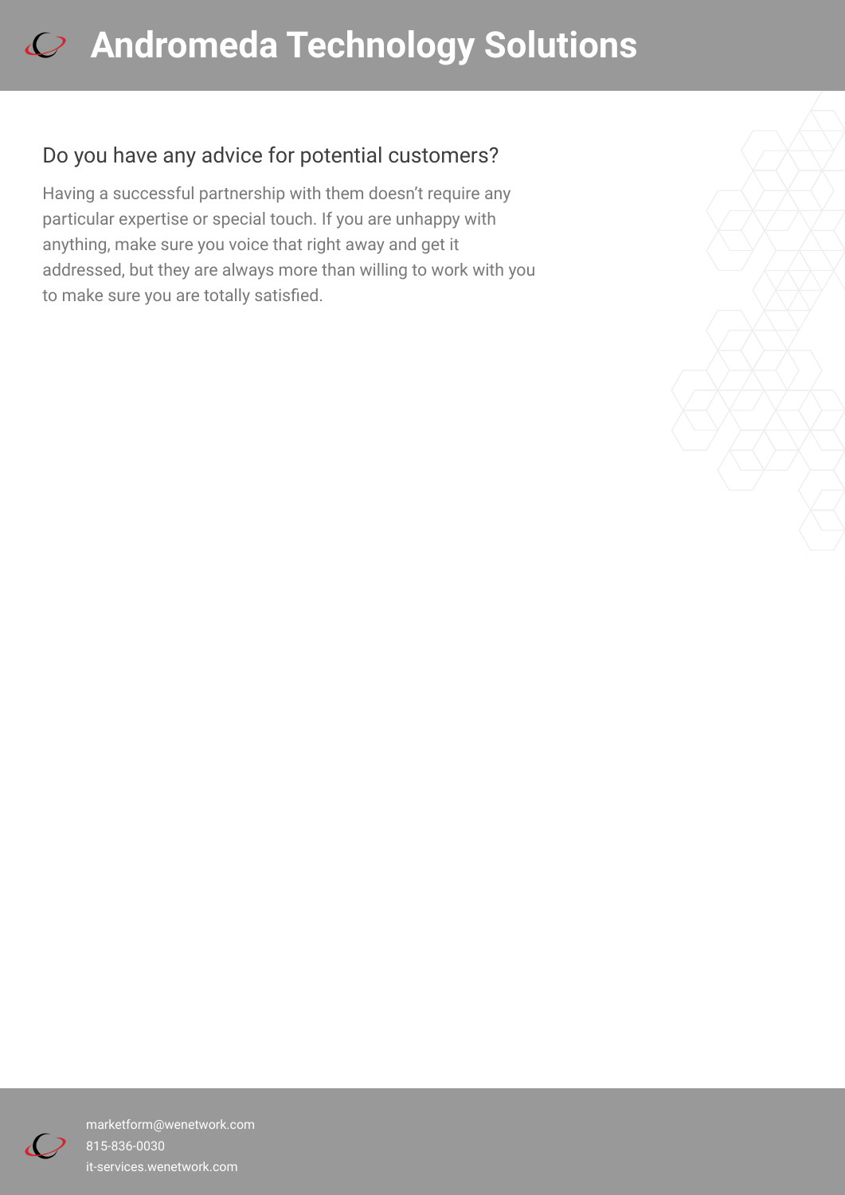## Do you have any advice for potential customers?

Having a successful partnership with them doesn't require any particular expertise or special touch. If you are unhappy with anything, make sure you voice that right away and get it addressed, but they are always more than willing to work with you to make sure you are totally satisfied.